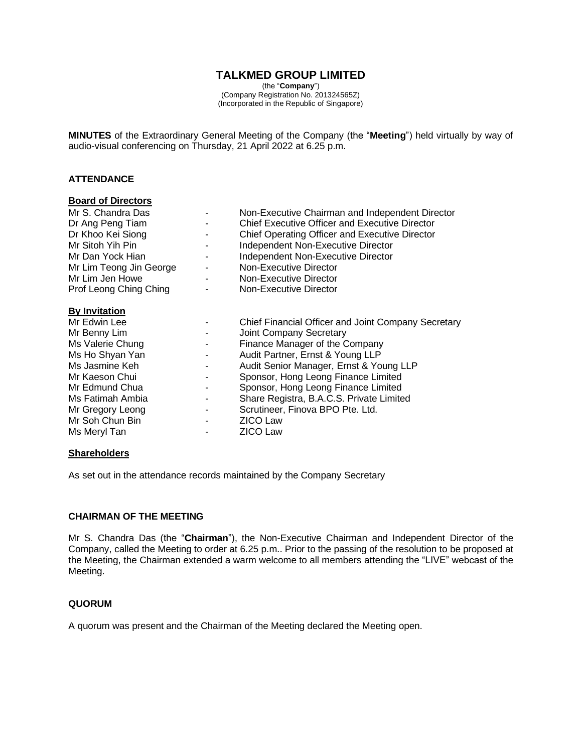# TALKMED GROUP LIMITED

(the "**Company**")
(Company Registration No. 201324565Z)
(Incorporated in the Republic of Singapore)

**MINUTES** of the Extraordinary General Meeting of the Company (the "**Meeting**") held virtually by way of audio-visual conferencing on Thursday, 21 April 2022 at 6.25 p.m.

## ATTENDANCE

### Board of Directors

| | | |
|---|---|---|
| Mr S. Chandra Das | - | Non-Executive Chairman and Independent Director |
| Dr Ang Peng Tiam | - | Chief Executive Officer and Executive Director |
| Dr Khoo Kei Siong | - | Chief Operating Officer and Executive Director |
| Mr Sitoh Yih Pin | - | Independent Non-Executive Director |
| Mr Dan Yock Hian | - | Independent Non-Executive Director |
| Mr Lim Teong Jin George | - | Non-Executive Director |
| Mr Lim Jen Howe | - | Non-Executive Director |
| Prof Leong Ching Ching | - | Non-Executive Director |

### By Invitation

| | | |
|---|---|---|
| Mr Edwin Lee | - | Chief Financial Officer and Joint Company Secretary |
| Mr Benny Lim | - | Joint Company Secretary |
| Ms Valerie Chung | - | Finance Manager of the Company |
| Ms Ho Shyan Yan | - | Audit Partner, Ernst & Young LLP |
| Ms Jasmine Keh | - | Audit Senior Manager, Ernst & Young LLP |
| Mr Kaeson Chui | - | Sponsor, Hong Leong Finance Limited |
| Mr Edmund Chua | - | Sponsor, Hong Leong Finance Limited |
| Ms Fatimah Ambia | - | Share Registra, B.A.C.S. Private Limited |
| Mr Gregory Leong | - | Scrutineer, Finova BPO Pte. Ltd. |
| Mr Soh Chun Bin | - | ZICO Law |
| Ms Meryl Tan | - | ZICO Law |

### Shareholders

As set out in the attendance records maintained by the Company Secretary

## CHAIRMAN OF THE MEETING

Mr S. Chandra Das (the "**Chairman**"), the Non-Executive Chairman and Independent Director of the Company, called the Meeting to order at 6.25 p.m.. Prior to the passing of the resolution to be proposed at the Meeting, the Chairman extended a warm welcome to all members attending the "LIVE" webcast of the Meeting.

## QUORUM

A quorum was present and the Chairman of the Meeting declared the Meeting open.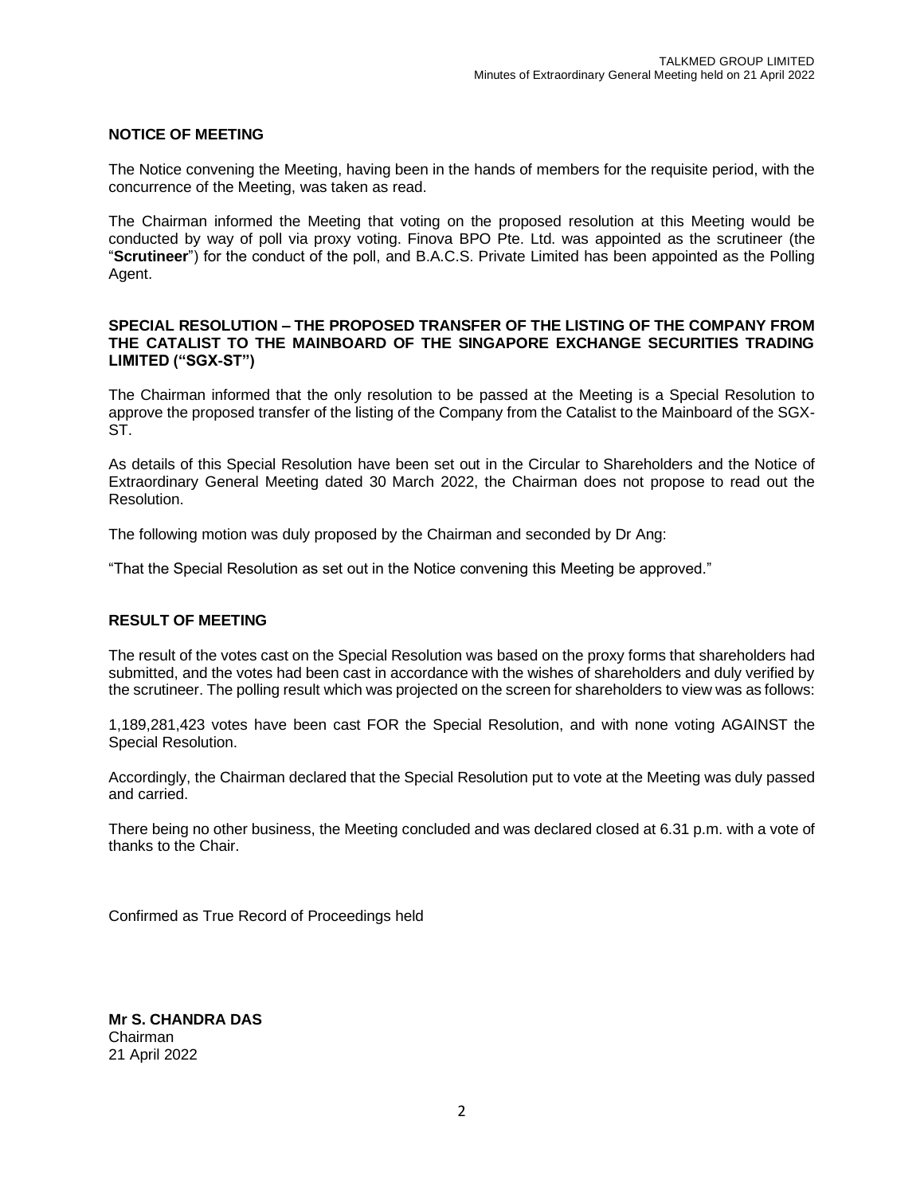**NOTICE OF MEETING**

The Notice convening the Meeting, having been in the hands of members for the requisite period, with the concurrence of the Meeting, was taken as read.

The Chairman informed the Meeting that voting on the proposed resolution at this Meeting would be conducted by way of poll via proxy voting. Finova BPO Pte. Ltd. was appointed as the scrutineer (the "**Scrutineer**") for the conduct of the poll, and B.A.C.S. Private Limited has been appointed as the Polling Agent.

**SPECIAL RESOLUTION – THE PROPOSED TRANSFER OF THE LISTING OF THE COMPANY FROM THE CATALIST TO THE MAINBOARD OF THE SINGAPORE EXCHANGE SECURITIES TRADING LIMITED ("SGX-ST")**

The Chairman informed that the only resolution to be passed at the Meeting is a Special Resolution to approve the proposed transfer of the listing of the Company from the Catalist to the Mainboard of the SGX-ST.

As details of this Special Resolution have been set out in the Circular to Shareholders and the Notice of Extraordinary General Meeting dated 30 March 2022, the Chairman does not propose to read out the Resolution.

The following motion was duly proposed by the Chairman and seconded by Dr Ang:

"That the Special Resolution as set out in the Notice convening this Meeting be approved."

**RESULT OF MEETING**

The result of the votes cast on the Special Resolution was based on the proxy forms that shareholders had submitted, and the votes had been cast in accordance with the wishes of shareholders and duly verified by the scrutineer. The polling result which was projected on the screen for shareholders to view was as follows:

1,189,281,423 votes have been cast FOR the Special Resolution, and with none voting AGAINST the Special Resolution.

Accordingly, the Chairman declared that the Special Resolution put to vote at the Meeting was duly passed and carried.

There being no other business, the Meeting concluded and was declared closed at 6.31 p.m. with a vote of thanks to the Chair.

Confirmed as True Record of Proceedings held

**Mr S. CHANDRA DAS**
Chairman
21 April 2022